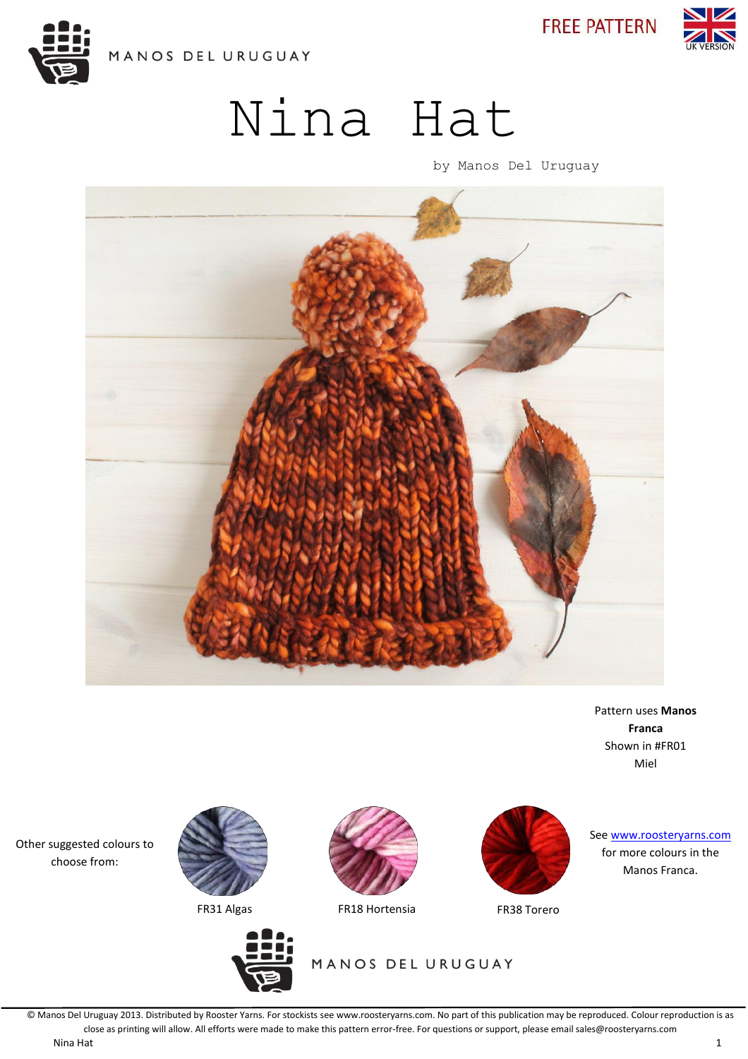MANOS DEL URUGUAY

FREE PATTERN

UK VERSION

# Nina Hat

by Manos Del Uruguay

Pattern uses **Manos Franca**
Shown in #FR01 Miel

Other suggested colours to choose from:

FR31 Algas

FR18 Hortensia

FR38 Torero

See www.roosteryarns.com for more colours in the Manos Franca.

MANOS DEL URUGUAY

© Manos Del Uruguay 2013. Distributed by Rooster Yarns. For stockists see www.roosteryarns.com. No part of this publication may be reproduced. Colour reproduction is as close as printing will allow. All efforts were made to make this pattern error-free. For questions or support, please email sales@roosteryarns.com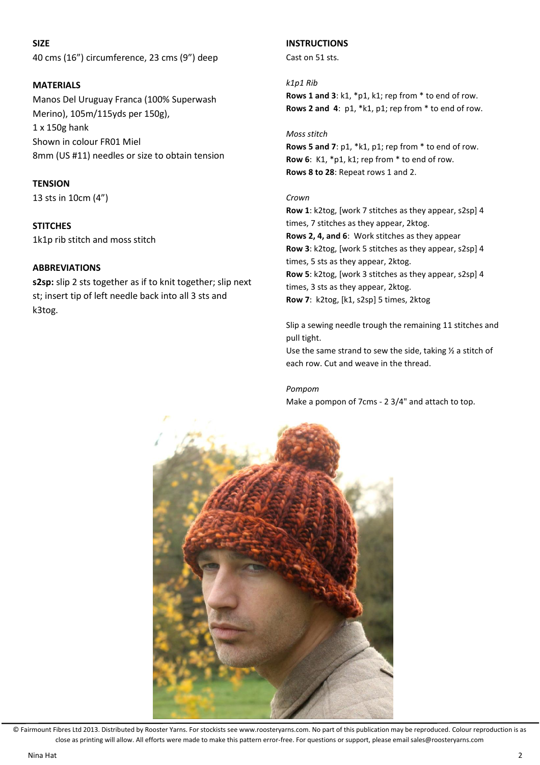## SIZE

40 cms (16") circumference, 23 cms (9") deep

## MATERIALS

Manos Del Uruguay Franca (100% Superwash Merino), 105m/115yds per 150g),
1 x 150g hank
Shown in colour FR01 Miel
8mm (US #11) needles or size to obtain tension

## TENSION

13 sts in 10cm (4")

## STITCHES

1k1p rib stitch and moss stitch

## ABBREVIATIONS

**s2sp:** slip 2 sts together as if to knit together; slip next st; insert tip of left needle back into all 3 sts and k3tog.

## INSTRUCTIONS

Cast on 51 sts.

*k1p1 Rib*

**Rows 1 and 3**: k1, *p1, k1; rep from * to end of row.
**Rows 2 and 4**: p1, *k1, p1; rep from * to end of row.

*Moss stitch*

**Rows 5 and 7**: p1, *k1, p1; rep from * to end of row.
**Row 6**: K1, *p1, k1; rep from * to end of row.
**Rows 8 to 28**: Repeat rows 1 and 2.

*Crown*

**Row 1**: k2tog, [work 7 stitches as they appear, s2sp] 4 times, 7 stitches as they appear, 2ktog.
**Rows 2, 4, and 6**: Work stitches as they appear
**Row 3**: k2tog, [work 5 stitches as they appear, s2sp] 4 times, 5 sts as they appear, 2ktog.
**Row 5**: k2tog, [work 3 stitches as they appear, s2sp] 4 times, 3 sts as they appear, 2ktog.
**Row 7**: k2tog, [k1, s2sp] 5 times, 2ktog

Slip a sewing needle trough the remaining 11 stitches and pull tight.
Use the same strand to sew the side, taking ½ a stitch of each row. Cut and weave in the thread.

*Pompom*

Make a pompon of 7cms - 2 3/4" and attach to top.

© Fairmount Fibres Ltd 2013. Distributed by Rooster Yarns. For stockists see www.roosteryarns.com. No part of this publication may be reproduced. Colour reproduction is as close as printing will allow. All efforts were made to make this pattern error-free. For questions or support, please email sales@roosteryarns.com